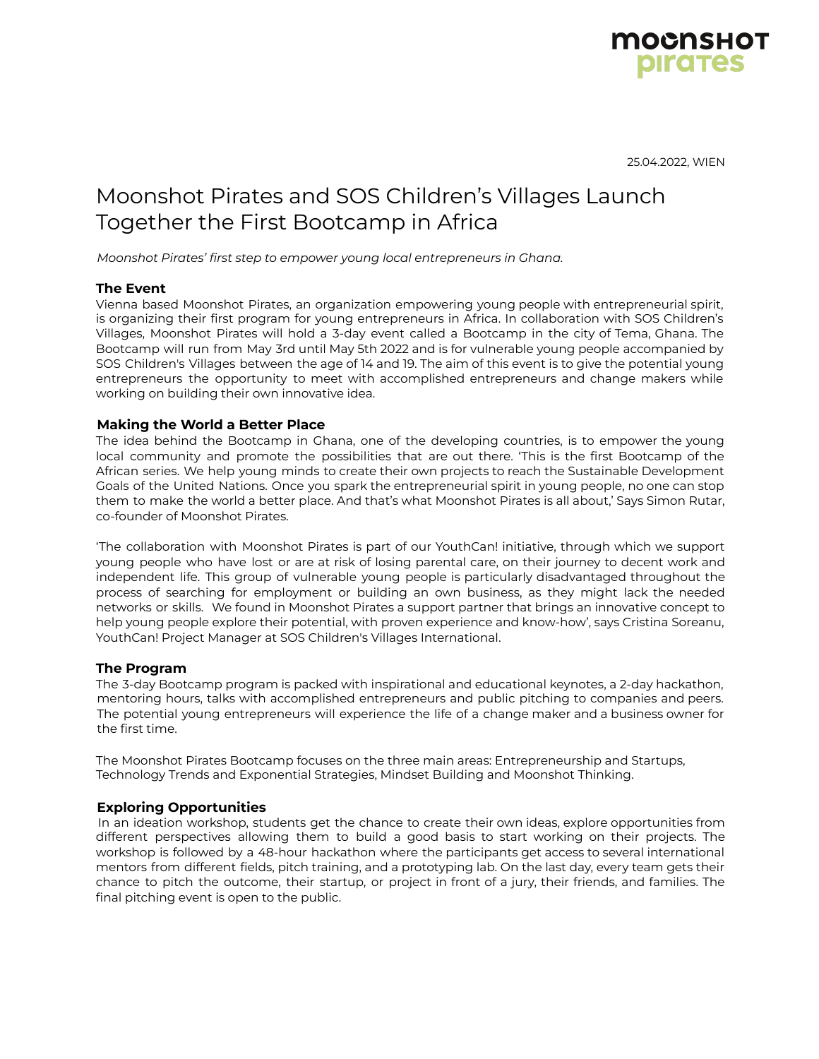25.04.2022, WIEN

# Moonshot Pirates and SOS Children's Villages Launch Together the First Bootcamp in Africa

*Moonshot Pirates' first step to empower young local entrepreneurs in Ghana.*

**The Event**

Vienna based Moonshot Pirates, an organization empowering young people with entrepreneurial spirit, is organizing their first program for young entrepreneurs in Africa. In collaboration with SOS Children's Villages, Moonshot Pirates will hold a 3-day event called a Bootcamp in the city of Tema, Ghana. The Bootcamp will run from May 3rd until May 5th 2022 and is for vulnerable young people accompanied by SOS Children's Villages between the age of 14 and 19. The aim of this event is to give the potential young entrepreneurs the opportunity to meet with accomplished entrepreneurs and change makers while working on building their own innovative idea.

**Making the World a Better Place**

The idea behind the Bootcamp in Ghana, one of the developing countries, is to empower the young local community and promote the possibilities that are out there. 'This is the first Bootcamp of the African series. We help young minds to create their own projects to reach the Sustainable Development Goals of the United Nations. Once you spark the entrepreneurial spirit in young people, no one can stop them to make the world a better place. And that's what Moonshot Pirates is all about,' Says Simon Rutar, co-founder of Moonshot Pirates.

'The collaboration with Moonshot Pirates is part of our YouthCan! initiative, through which we support young people who have lost or are at risk of losing parental care, on their journey to decent work and independent life. This group of vulnerable young people is particularly disadvantaged throughout the process of searching for employment or building an own business, as they might lack the needed networks or skills. We found in Moonshot Pirates a support partner that brings an innovative concept to help young people explore their potential, with proven experience and know-how', says Cristina Soreanu, YouthCan! Project Manager at SOS Children's Villages International.

**The Program**

The 3-day Bootcamp program is packed with inspirational and educational keynotes, a 2-day hackathon, mentoring hours, talks with accomplished entrepreneurs and public pitching to companies and peers. The potential young entrepreneurs will experience the life of a change maker and a business owner for the first time.

The Moonshot Pirates Bootcamp focuses on the three main areas: Entrepreneurship and Startups, Technology Trends and Exponential Strategies, Mindset Building and Moonshot Thinking.

**Exploring Opportunities**

In an ideation workshop, students get the chance to create their own ideas, explore opportunities from different perspectives allowing them to build a good basis to start working on their projects. The workshop is followed by a 48-hour hackathon where the participants get access to several international mentors from different fields, pitch training, and a prototyping lab. On the last day, every team gets their chance to pitch the outcome, their startup, or project in front of a jury, their friends, and families. The final pitching event is open to the public.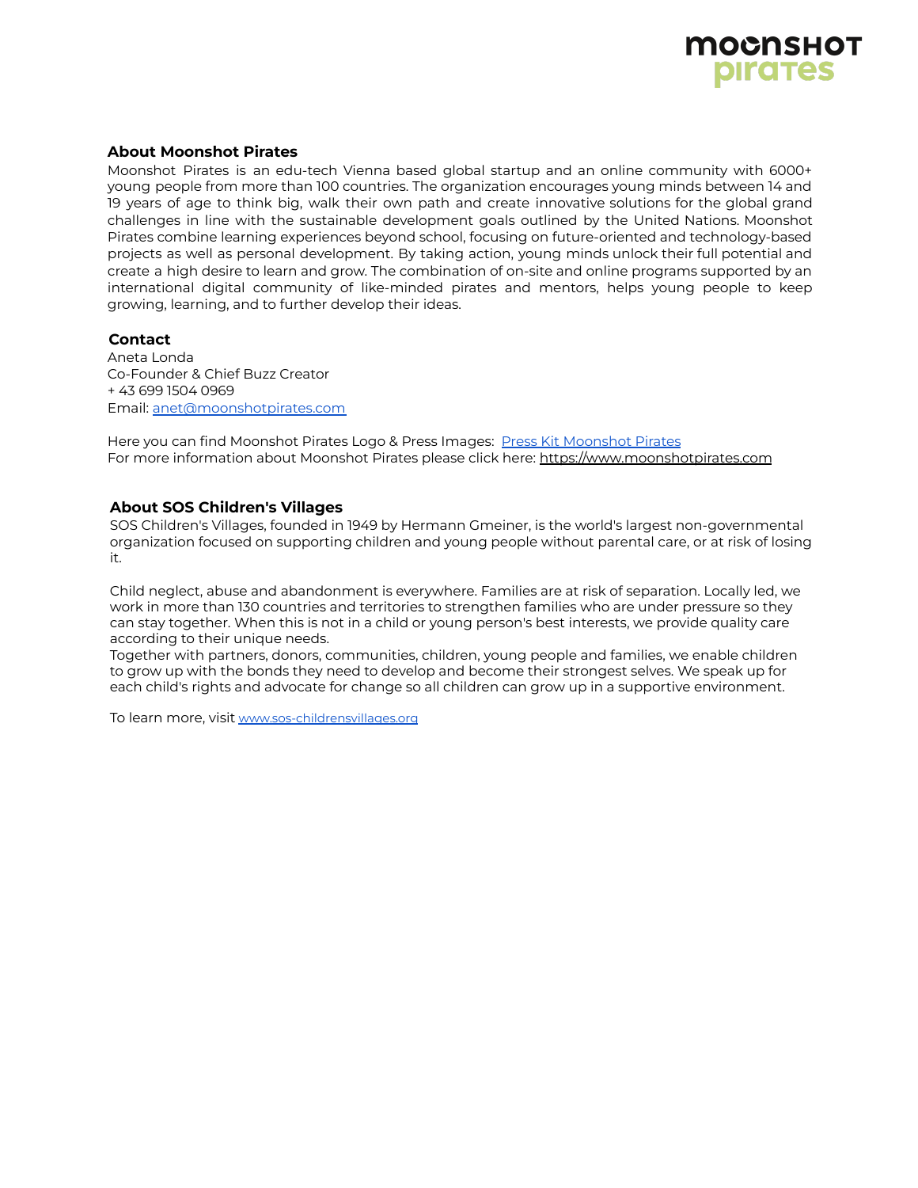### About Moonshot Pirates

Moonshot Pirates is an edu-tech Vienna based global startup and an online community with 6000+ young people from more than 100 countries. The organization encourages young minds between 14 and 19 years of age to think big, walk their own path and create innovative solutions for the global grand challenges in line with the sustainable development goals outlined by the United Nations. Moonshot Pirates combine learning experiences beyond school, focusing on future-oriented and technology-based projects as well as personal development. By taking action, young minds unlock their full potential and create a high desire to learn and grow. The combination of on-site and online programs supported by an international digital community of like-minded pirates and mentors, helps young people to keep growing, learning, and to further develop their ideas.

### Contact

Aneta Londa
Co-Founder & Chief Buzz Creator
+ 43 699 1504 0969
Email: anet@moonshotpirates.com

Here you can find Moonshot Pirates Logo & Press Images: Press Kit Moonshot Pirates
For more information about Moonshot Pirates please click here: https://www.moonshotpirates.com

### About SOS Children's Villages

SOS Children's Villages, founded in 1949 by Hermann Gmeiner, is the world's largest non-governmental organization focused on supporting children and young people without parental care, or at risk of losing it.

Child neglect, abuse and abandonment is everywhere. Families are at risk of separation. Locally led, we work in more than 130 countries and territories to strengthen families who are under pressure so they can stay together. When this is not in a child or young person's best interests, we provide quality care according to their unique needs.
Together with partners, donors, communities, children, young people and families, we enable children to grow up with the bonds they need to develop and become their strongest selves. We speak up for each child's rights and advocate for change so all children can grow up in a supportive environment.

To learn more, visit www.sos-childrensvillages.org